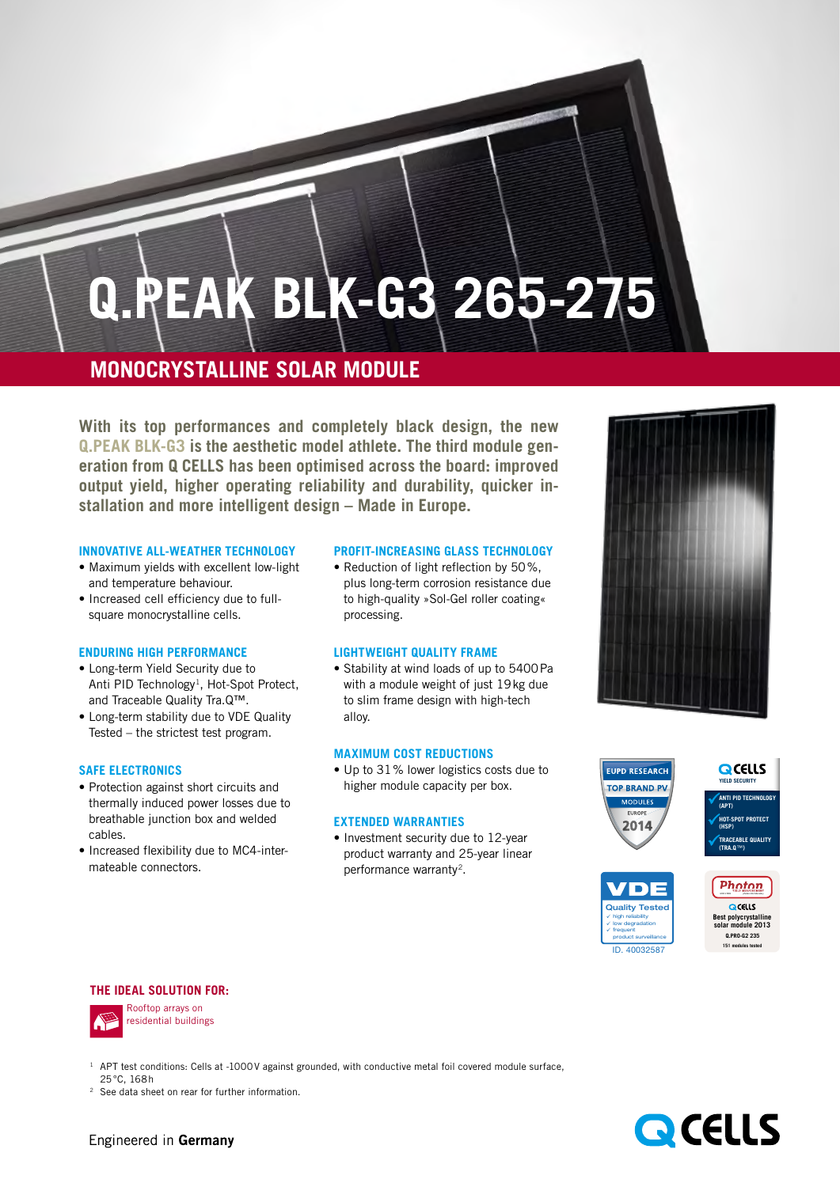# Q.PEAK BLK-G3 265-275

## MONOCRYSTALLINE SOLAR MODULE

**With its top performances and completely black design, the new Q.PEAK BLK-G3 is the aesthetic model athlete. The third module generation from Q CELLS has been optimised across the board: improved output yield, higher operating reliability and durability, quicker installation and more intelligent design – Made in Europe.**

### INNOVATIVE ALL-WEATHER TECHNOLOGY

- Maximum yields with excellent low-light and temperature behaviour.
- Increased cell efficiency due to full-square monocrystalline cells.

### ENDURING HIGH PERFORMANCE

- Long-term Yield Security due to Anti PID Technology[1], Hot-Spot Protect, and Traceable Quality Tra.Q™.
- Long-term stability due to VDE Quality Tested – the strictest test program.

### SAFE ELECTRONICS

- Protection against short circuits and thermally induced power losses due to breathable junction box and welded cables.
- Increased flexibility due to MC4-intermateable connectors.

### PROFIT-INCREASING GLASS TECHNOLOGY

- Reduction of light reflection by 50%, plus long-term corrosion resistance due to high-quality »Sol-Gel roller coating« processing.

### LIGHTWEIGHT QUALITY FRAME

- Stability at wind loads of up to 5400 Pa with a module weight of just 19 kg due to slim frame design with high-tech alloy.

### MAXIMUM COST REDUCTIONS

- Up to 31% lower logistics costs due to higher module capacity per box.

### EXTENDED WARRANTIES

- Investment security due to 12-year product warranty and 25-year linear performance warranty[2].

EUPD RESEARCH TOP BRAND PV MODULES EUROPE 2014

Q CELLS YIELD SECURITY: ANTI PID TECHNOLOGY (APT), HOT-SPOT PROTECT (HSP), TRACEABLE QUALITY (TRA.Q™)

VDE Quality Tested – high reliability, low degradation, frequent product surveillance – ID. 40032587

Photon – Q CELLS Best polycrystalline solar module 2013 – Q.PRO-G2 235 – 151 modules tested

### THE IDEAL SOLUTION FOR:

Rooftop arrays on residential buildings

[1] APT test conditions: Cells at -1000V against grounded, with conductive metal foil covered module surface, 25°C, 168h

[2] See data sheet on rear for further information.

Engineered in **Germany**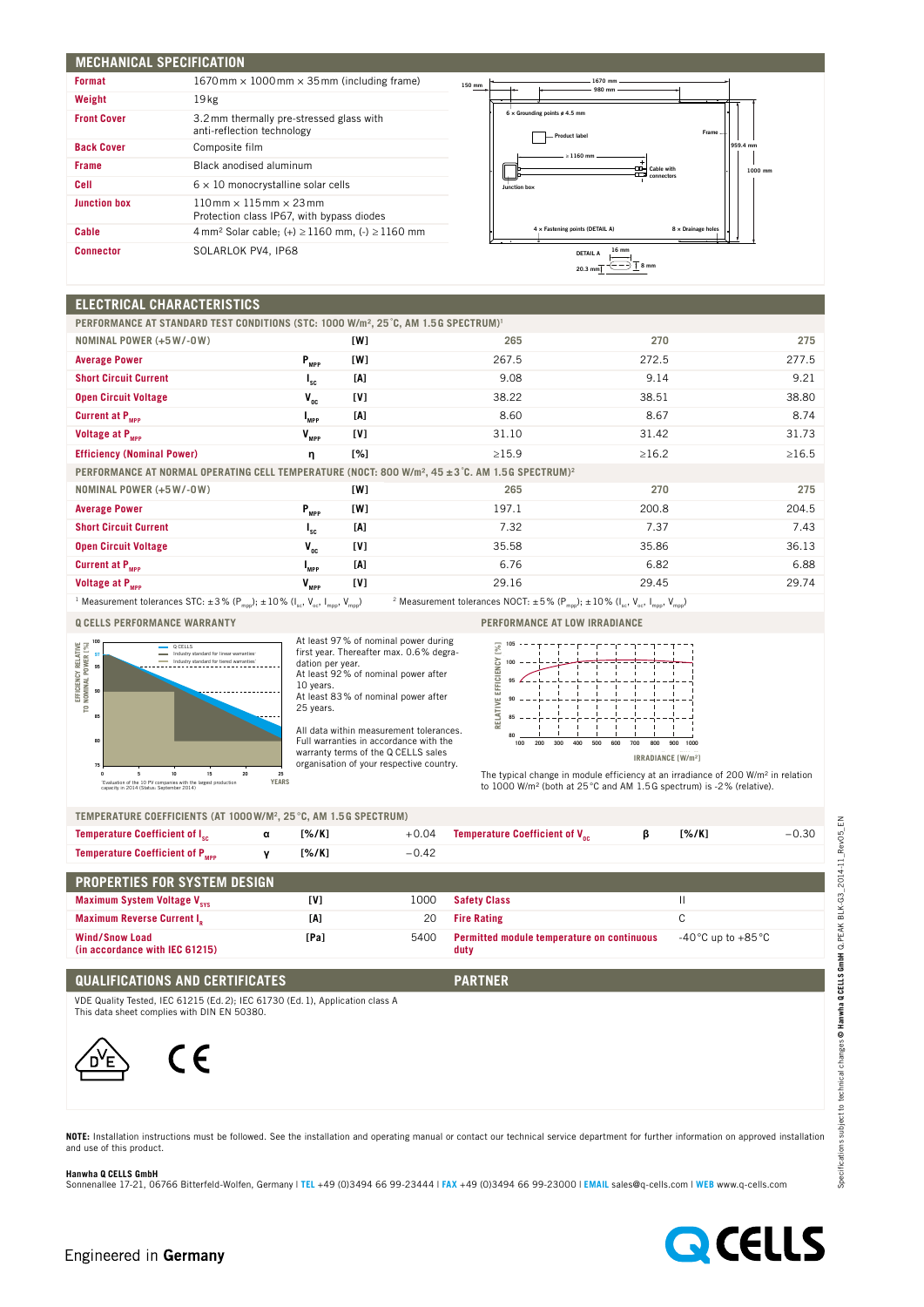## MECHANICAL SPECIFICATION

| | |
|---|---|
| Format | 1670 mm × 1000 mm × 35 mm (including frame) |
| Weight | 19 kg |
| Front Cover | 3.2 mm thermally pre-stressed glass with anti-reflection technology |
| Back Cover | Composite film |
| Frame | Black anodised aluminum |
| Cell | 6 × 10 monocrystalline solar cells |
| Junction box | 110 mm × 115 mm × 23 mm Protection class IP67, with bypass diodes |
| Cable | 4 mm² Solar cable; (+) ≥ 1160 mm, (-) ≥ 1160 mm |
| Connector | SOLARLOK PV4, IP68 |

150 mm
1670 mm
980 mm
6 × Grounding points ø 4.5 mm
Product label
Frame
959.4 mm
1000 mm
≥ 1160 mm
Cable with connectors
Junction box
4 × Fastening points (DETAIL A)
8 × Drainage holes
DETAIL A
16 mm
20.3 mm
8 mm

## ELECTRICAL CHARACTERISTICS

| PERFORMANCE AT STANDARD TEST CONDITIONS (STC: 1000 W/m², 25 °C, AM 1.5 G SPECTRUM)[1] | | | | | |
|---|---|---|---|---|---|
| NOMINAL POWER (+5 W/-0 W) | | [W] | 265 | 270 | 275 |
| Average Power | $P_{MPP}$ | [W] | 267.5 | 272.5 | 277.5 |
| Short Circuit Current | $I_{SC}$ | [A] | 9.08 | 9.14 | 9.21 |
| Open Circuit Voltage | $V_{OC}$ | [V] | 38.22 | 38.51 | 38.80 |
| Current at $P_{MPP}$ | $I_{MPP}$ | [A] | 8.60 | 8.67 | 8.74 |
| Voltage at $P_{MPP}$ | $V_{MPP}$ | [V] | 31.10 | 31.42 | 31.73 |
| Efficiency (Nominal Power) | η | [%] | ≥15.9 | ≥16.2 | ≥16.5 |
| **PERFORMANCE AT NORMAL OPERATING CELL TEMPERATURE (NOCT: 800 W/m², 45 ± 3 °C. AM 1.5 G SPECTRUM)[2]** | | | | | |
| NOMINAL POWER (+5 W/-0 W) | | [W] | 265 | 270 | 275 |
| Average Power | $P_{MPP}$ | [W] | 197.1 | 200.8 | 204.5 |
| Short Circuit Current | $I_{SC}$ | [A] | 7.32 | 7.37 | 7.43 |
| Open Circuit Voltage | $V_{OC}$ | [V] | 35.58 | 35.86 | 36.13 |
| Current at $P_{MPP}$ | $I_{MPP}$ | [A] | 6.76 | 6.82 | 6.88 |
| Voltage at $P_{MPP}$ | $V_{MPP}$ | [V] | 29.16 | 29.45 | 29.74 |

[1] Measurement tolerances STC: ±3 % ($P_{mpp}$); ±10 % ($I_{sc}$, $V_{oc}$, $I_{mpp}$, $V_{mpp}$)
[2] Measurement tolerances NOCT: ±5 % ($P_{mpp}$); ±10 % ($I_{sc}$, $V_{oc}$, $I_{mpp}$, $V_{mpp}$)

### Q CELLS PERFORMANCE WARRANTY

EFFICIENCY RELATIVE TO NOMINAL POWER [%]
Q CELLS
Industry standard for linear warranties*
Industry standard for tiered warranties*
YEARS
*Evaluation of the 10 PV companies with the largest production capacity in 2014 (Status: September 2014)

At least 97 % of nominal power during first year. Thereafter max. 0.6 % degradation per year.
At least 92 % of nominal power after 10 years.
At least 83 % of nominal power after 25 years.

All data within measurement tolerances. Full warranties in accordance with the warranty terms of the Q CELLS sales organisation of your respective country.

### PERFORMANCE AT LOW IRRADIANCE

RELATIVE EFFICIENCY [%]
IRRADIANCE [W/m²]

The typical change in module efficiency at an irradiance of 200 W/m² in relation to 1000 W/m² (both at 25 °C and AM 1.5 G spectrum) is -2 % (relative).

### TEMPERATURE COEFFICIENTS (AT 1000 W/M², 25 °C, AM 1.5 G SPECTRUM)

| | | | | | | | |
|---|---|---|---|---|---|---|---|
| Temperature Coefficient of $I_{SC}$ | α | [%/K] | +0.04 | Temperature Coefficient of $V_{OC}$ | β | [%/K] | −0.30 |
| Temperature Coefficient of $P_{MPP}$ | γ | [%/K] | −0.42 | | | | |

## PROPERTIES FOR SYSTEM DESIGN

| | | | | |
|---|---|---|---|---|
| Maximum System Voltage $V_{SYS}$ | [V] | 1000 | Safety Class | II |
| Maximum Reverse Current $I_R$ | [A] | 20 | Fire Rating | C |
| Wind/Snow Load (in accordance with IEC 61215) | [Pa] | 5400 | Permitted module temperature on continuous duty | -40 °C up to +85 °C |

## QUALIFICATIONS AND CERTIFICATES

VDE Quality Tested, IEC 61215 (Ed. 2); IEC 61730 (Ed. 1), Application class A
This data sheet complies with DIN EN 50380.

## PARTNER

**NOTE:** Installation instructions must be followed. See the installation and operating manual or contact our technical service department for further information on approved installation and use of this product.

**Hanwha Q CELLS GmbH**
Sonnenallee 17-21, 06766 Bitterfeld-Wolfen, Germany | **TEL** +49 (0)3494 66 99-23444 | **FAX** +49 (0)3494 66 99-23000 | **EMAIL** sales@q-cells.com | **WEB** www.q-cells.com

Specifications subject to technical changes © **Hanwha Q CELLS GmbH** Q.PEAK BLK-G3_2014-11_Rev05_EN

Engineered in **Germany**